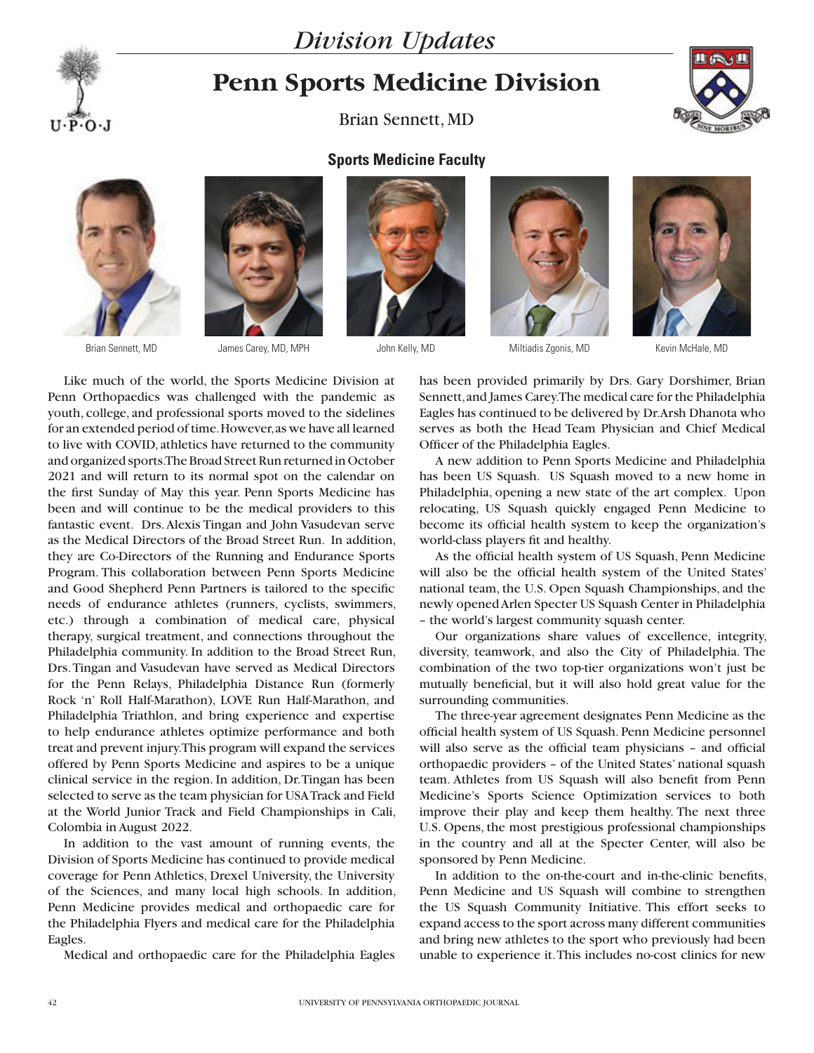# Division Updates

## Penn Sports Medicine Division

Brian Sennett, MD

### Sports Medicine Faculty

Brian Sennett, MD

James Carey, MD, MPH

John Kelly, MD

Miltiadis Zgonis, MD

Kevin McHale, MD

Like much of the world, the Sports Medicine Division at Penn Orthopaedics was challenged with the pandemic as youth, college, and professional sports moved to the sidelines for an extended period of time. However, as we have all learned to live with COVID, athletics have returned to the community and organized sports. The Broad Street Run returned in October 2021 and will return to its normal spot on the calendar on the first Sunday of May this year. Penn Sports Medicine has been and will continue to be the medical providers to this fantastic event. Drs. Alexis Tingan and John Vasudevan serve as the Medical Directors of the Broad Street Run. In addition, they are Co-Directors of the Running and Endurance Sports Program. This collaboration between Penn Sports Medicine and Good Shepherd Penn Partners is tailored to the specific needs of endurance athletes (runners, cyclists, swimmers, etc.) through a combination of medical care, physical therapy, surgical treatment, and connections throughout the Philadelphia community. In addition to the Broad Street Run, Drs. Tingan and Vasudevan have served as Medical Directors for the Penn Relays, Philadelphia Distance Run (formerly Rock 'n' Roll Half-Marathon), LOVE Run Half-Marathon, and Philadelphia Triathlon, and bring experience and expertise to help endurance athletes optimize performance and both treat and prevent injury. This program will expand the services offered by Penn Sports Medicine and aspires to be a unique clinical service in the region. In addition, Dr. Tingan has been selected to serve as the team physician for USA Track and Field at the World Junior Track and Field Championships in Cali, Colombia in August 2022.

In addition to the vast amount of running events, the Division of Sports Medicine has continued to provide medical coverage for Penn Athletics, Drexel University, the University of the Sciences, and many local high schools. In addition, Penn Medicine provides medical and orthopaedic care for the Philadelphia Flyers and medical care for the Philadelphia Eagles.

Medical and orthopaedic care for the Philadelphia Eagles has been provided primarily by Drs. Gary Dorshimer, Brian Sennett, and James Carey. The medical care for the Philadelphia Eagles has continued to be delivered by Dr. Arsh Dhanota who serves as both the Head Team Physician and Chief Medical Officer of the Philadelphia Eagles.

A new addition to Penn Sports Medicine and Philadelphia has been US Squash. US Squash moved to a new home in Philadelphia, opening a new state of the art complex. Upon relocating, US Squash quickly engaged Penn Medicine to become its official health system to keep the organization's world-class players fit and healthy.

As the official health system of US Squash, Penn Medicine will also be the official health system of the United States' national team, the U.S. Open Squash Championships, and the newly opened Arlen Specter US Squash Center in Philadelphia – the world's largest community squash center.

Our organizations share values of excellence, integrity, diversity, teamwork, and also the City of Philadelphia. The combination of the two top-tier organizations won't just be mutually beneficial, but it will also hold great value for the surrounding communities.

The three-year agreement designates Penn Medicine as the official health system of US Squash. Penn Medicine personnel will also serve as the official team physicians – and official orthopaedic providers – of the United States' national squash team. Athletes from US Squash will also benefit from Penn Medicine's Sports Science Optimization services to both improve their play and keep them healthy. The next three U.S. Opens, the most prestigious professional championships in the country and all at the Specter Center, will also be sponsored by Penn Medicine.

In addition to the on-the-court and in-the-clinic benefits, Penn Medicine and US Squash will combine to strengthen the US Squash Community Initiative. This effort seeks to expand access to the sport across many different communities and bring new athletes to the sport who previously had been unable to experience it. This includes no-cost clinics for new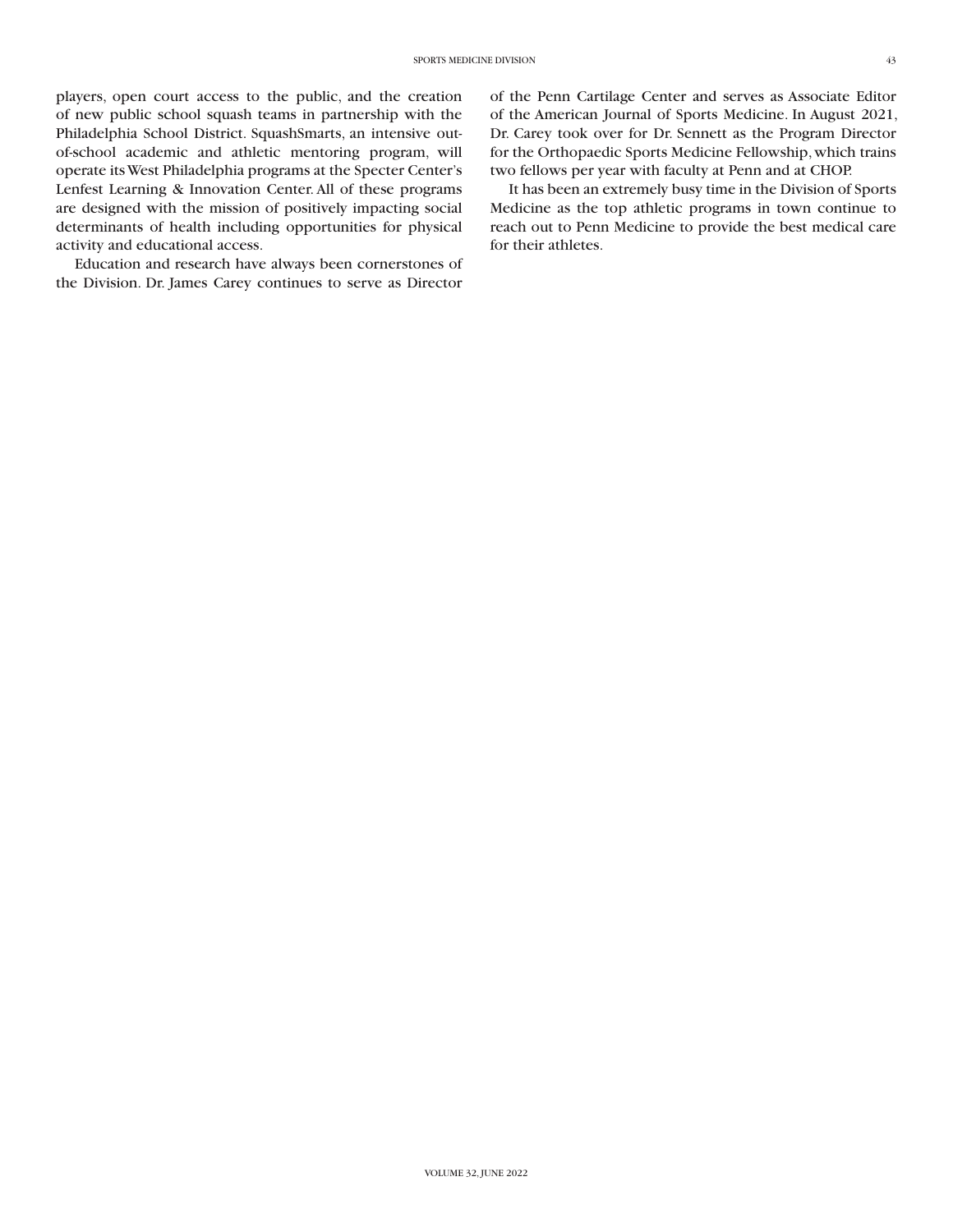players, open court access to the public, and the creation of new public school squash teams in partnership with the Philadelphia School District. SquashSmarts, an intensive out-of-school academic and athletic mentoring program, will operate its West Philadelphia programs at the Specter Center's Lenfest Learning & Innovation Center. All of these programs are designed with the mission of positively impacting social determinants of health including opportunities for physical activity and educational access.

Education and research have always been cornerstones of the Division. Dr. James Carey continues to serve as Director of the Penn Cartilage Center and serves as Associate Editor of the American Journal of Sports Medicine. In August 2021, Dr. Carey took over for Dr. Sennett as the Program Director for the Orthopaedic Sports Medicine Fellowship, which trains two fellows per year with faculty at Penn and at CHOP.

It has been an extremely busy time in the Division of Sports Medicine as the top athletic programs in town continue to reach out to Penn Medicine to provide the best medical care for their athletes.